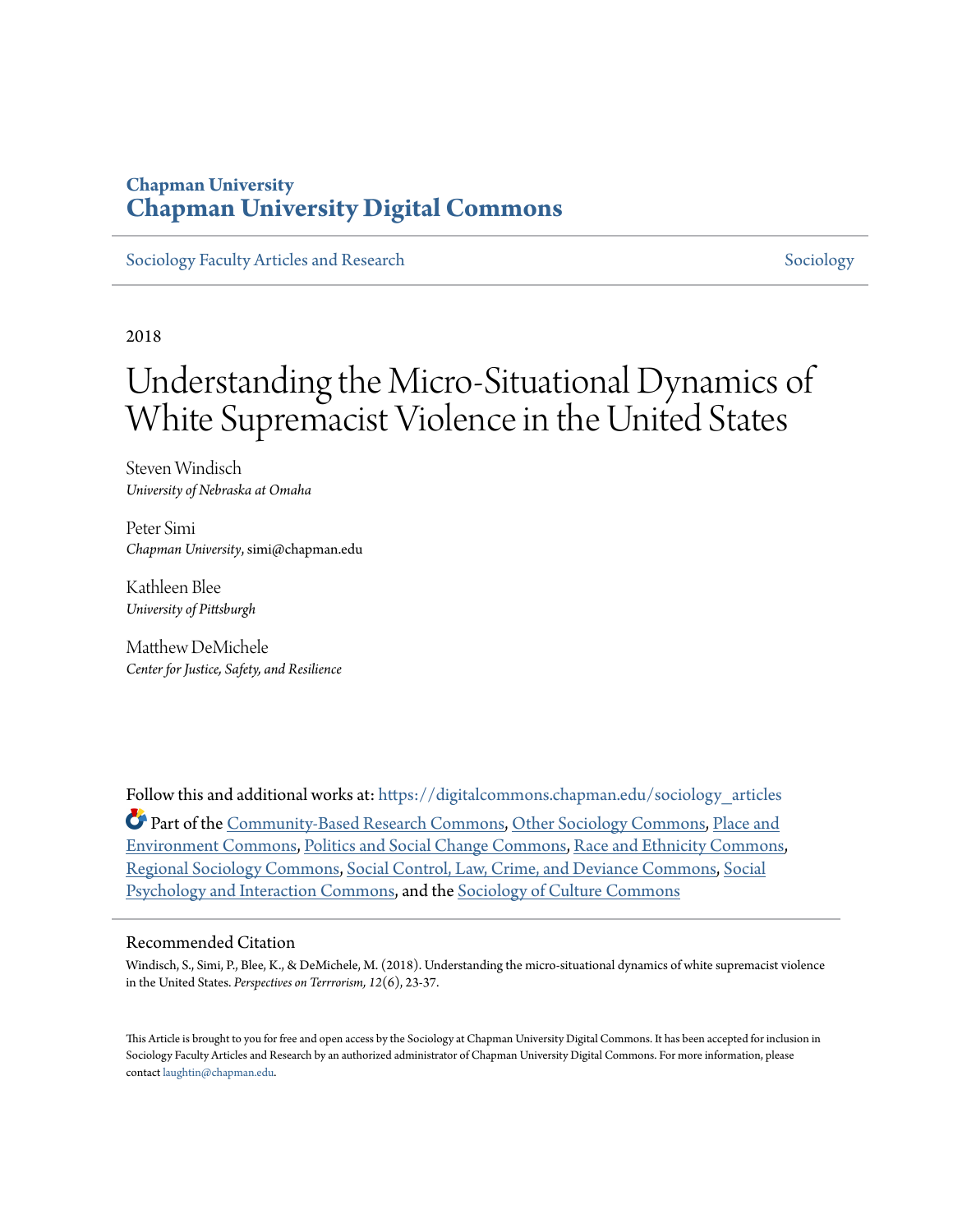Chapman University

# Chapman University Digital Commons

Sociology Faculty Articles and Research | Sociology

2018

# Understanding the Micro-Situational Dynamics of White Supremacist Violence in the United States

Steven Windisch
*University of Nebraska at Omaha*

Peter Simi
*Chapman University*, simi@chapman.edu

Kathleen Blee
*University of Pittsburgh*

Matthew DeMichele
*Center for Justice, Safety, and Resilience*

Follow this and additional works at: https://digitalcommons.chapman.edu/sociology_articles

Part of the Community-Based Research Commons, Other Sociology Commons, Place and Environment Commons, Politics and Social Change Commons, Race and Ethnicity Commons, Regional Sociology Commons, Social Control, Law, Crime, and Deviance Commons, Social Psychology and Interaction Commons, and the Sociology of Culture Commons

## Recommended Citation

Windisch, S., Simi, P., Blee, K., & DeMichele, M. (2018). Understanding the micro-situational dynamics of white supremacist violence in the United States. *Perspectives on Terrrorism, 12*(6), 23-37.

This Article is brought to you for free and open access by the Sociology at Chapman University Digital Commons. It has been accepted for inclusion in Sociology Faculty Articles and Research by an authorized administrator of Chapman University Digital Commons. For more information, please contact laughtin@chapman.edu.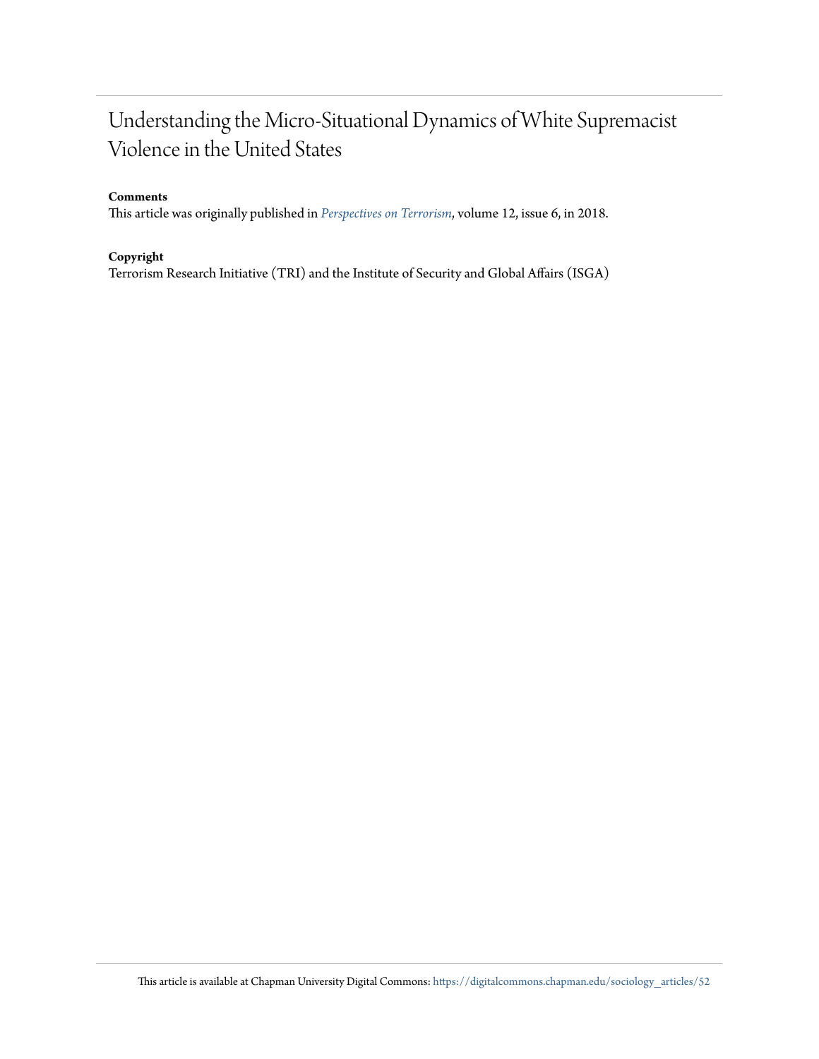# Understanding the Micro-Situational Dynamics of White Supremacist Violence in the United States

**Comments**

This article was originally published in *Perspectives on Terrorism*, volume 12, issue 6, in 2018.

**Copyright**

Terrorism Research Initiative (TRI) and the Institute of Security and Global Affairs (ISGA)

This article is available at Chapman University Digital Commons: https://digitalcommons.chapman.edu/sociology_articles/52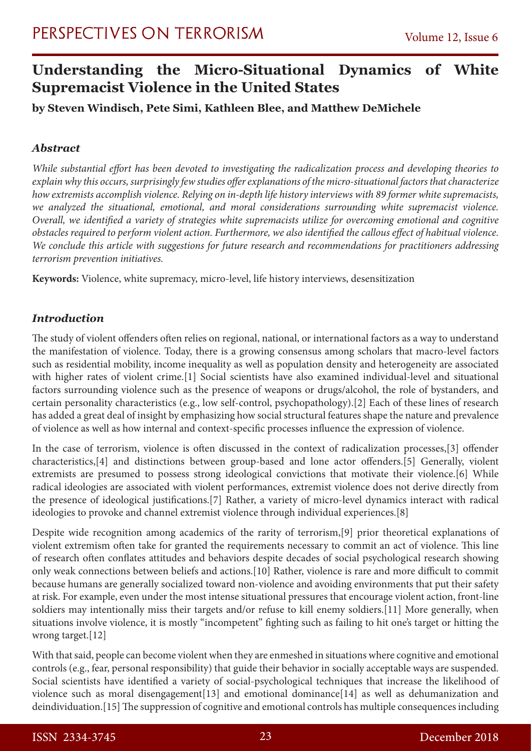# Understanding the Micro-Situational Dynamics of White Supremacist Violence in the United States

**by Steven Windisch, Pete Simi, Kathleen Blee, and Matthew DeMichele**

### *Abstract*

*While substantial effort has been devoted to investigating the radicalization process and developing theories to explain why this occurs, surprisingly few studies offer explanations of the micro-situational factors that characterize how extremists accomplish violence. Relying on in-depth life history interviews with 89 former white supremacists, we analyzed the situational, emotional, and moral considerations surrounding white supremacist violence. Overall, we identified a variety of strategies white supremacists utilize for overcoming emotional and cognitive obstacles required to perform violent action. Furthermore, we also identified the callous effect of habitual violence. We conclude this article with suggestions for future research and recommendations for practitioners addressing terrorism prevention initiatives.*

**Keywords:** Violence, white supremacy, micro-level, life history interviews, desensitization

### *Introduction*

The study of violent offenders often relies on regional, national, or international factors as a way to understand the manifestation of violence. Today, there is a growing consensus among scholars that macro-level factors such as residential mobility, income inequality as well as population density and heterogeneity are associated with higher rates of violent crime.[1] Social scientists have also examined individual-level and situational factors surrounding violence such as the presence of weapons or drugs/alcohol, the role of bystanders, and certain personality characteristics (e.g., low self-control, psychopathology).[2] Each of these lines of research has added a great deal of insight by emphasizing how social structural features shape the nature and prevalence of violence as well as how internal and context-specific processes influence the expression of violence.

In the case of terrorism, violence is often discussed in the context of radicalization processes,[3] offender characteristics,[4] and distinctions between group-based and lone actor offenders.[5] Generally, violent extremists are presumed to possess strong ideological convictions that motivate their violence.[6] While radical ideologies are associated with violent performances, extremist violence does not derive directly from the presence of ideological justifications.[7] Rather, a variety of micro-level dynamics interact with radical ideologies to provoke and channel extremist violence through individual experiences.[8]

Despite wide recognition among academics of the rarity of terrorism,[9] prior theoretical explanations of violent extremism often take for granted the requirements necessary to commit an act of violence. This line of research often conflates attitudes and behaviors despite decades of social psychological research showing only weak connections between beliefs and actions.[10] Rather, violence is rare and more difficult to commit because humans are generally socialized toward non-violence and avoiding environments that put their safety at risk. For example, even under the most intense situational pressures that encourage violent action, front-line soldiers may intentionally miss their targets and/or refuse to kill enemy soldiers.[11] More generally, when situations involve violence, it is mostly "incompetent" fighting such as failing to hit one's target or hitting the wrong target.[12]

With that said, people can become violent when they are enmeshed in situations where cognitive and emotional controls (e.g., fear, personal responsibility) that guide their behavior in socially acceptable ways are suspended. Social scientists have identified a variety of social-psychological techniques that increase the likelihood of violence such as moral disengagement[13] and emotional dominance[14] as well as dehumanization and deindividuation.[15] The suppression of cognitive and emotional controls has multiple consequences including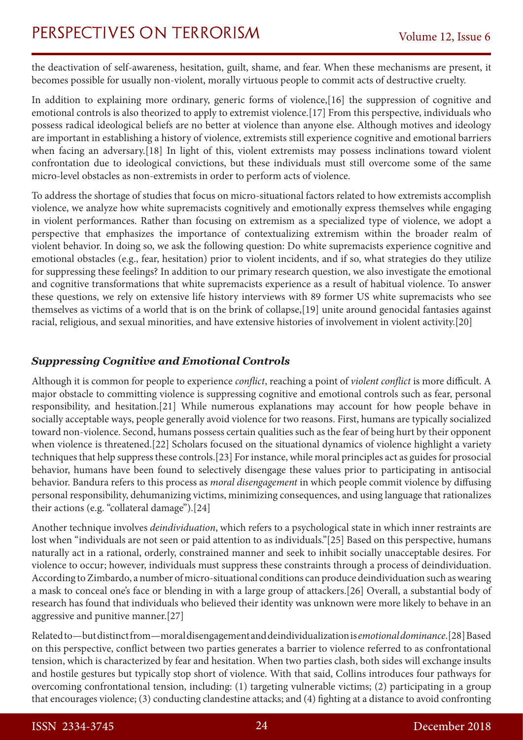the deactivation of self-awareness, hesitation, guilt, shame, and fear. When these mechanisms are present, it becomes possible for usually non-violent, morally virtuous people to commit acts of destructive cruelty.

In addition to explaining more ordinary, generic forms of violence,[16] the suppression of cognitive and emotional controls is also theorized to apply to extremist violence.[17] From this perspective, individuals who possess radical ideological beliefs are no better at violence than anyone else. Although motives and ideology are important in establishing a history of violence, extremists still experience cognitive and emotional barriers when facing an adversary.[18] In light of this, violent extremists may possess inclinations toward violent confrontation due to ideological convictions, but these individuals must still overcome some of the same micro-level obstacles as non-extremists in order to perform acts of violence.

To address the shortage of studies that focus on micro-situational factors related to how extremists accomplish violence, we analyze how white supremacists cognitively and emotionally express themselves while engaging in violent performances. Rather than focusing on extremism as a specialized type of violence, we adopt a perspective that emphasizes the importance of contextualizing extremism within the broader realm of violent behavior. In doing so, we ask the following question: Do white supremacists experience cognitive and emotional obstacles (e.g., fear, hesitation) prior to violent incidents, and if so, what strategies do they utilize for suppressing these feelings? In addition to our primary research question, we also investigate the emotional and cognitive transformations that white supremacists experience as a result of habitual violence. To answer these questions, we rely on extensive life history interviews with 89 former US white supremacists who see themselves as victims of a world that is on the brink of collapse,[19] unite around genocidal fantasies against racial, religious, and sexual minorities, and have extensive histories of involvement in violent activity.[20]

### *Suppressing Cognitive and Emotional Controls*

Although it is common for people to experience *conflict*, reaching a point of *violent conflict* is more difficult. A major obstacle to committing violence is suppressing cognitive and emotional controls such as fear, personal responsibility, and hesitation.[21] While numerous explanations may account for how people behave in socially acceptable ways, people generally avoid violence for two reasons. First, humans are typically socialized toward non-violence. Second, humans possess certain qualities such as the fear of being hurt by their opponent when violence is threatened.[22] Scholars focused on the situational dynamics of violence highlight a variety techniques that help suppress these controls.[23] For instance, while moral principles act as guides for prosocial behavior, humans have been found to selectively disengage these values prior to participating in antisocial behavior. Bandura refers to this process as *moral disengagement* in which people commit violence by diffusing personal responsibility, dehumanizing victims, minimizing consequences, and using language that rationalizes their actions (e.g. "collateral damage").[24]

Another technique involves *deindividuation*, which refers to a psychological state in which inner restraints are lost when "individuals are not seen or paid attention to as individuals."[25] Based on this perspective, humans naturally act in a rational, orderly, constrained manner and seek to inhibit socially unacceptable desires. For violence to occur; however, individuals must suppress these constraints through a process of deindividuation. According to Zimbardo, a number of micro-situational conditions can produce deindividuation such as wearing a mask to conceal one's face or blending in with a large group of attackers.[26] Overall, a substantial body of research has found that individuals who believed their identity was unknown were more likely to behave in an aggressive and punitive manner.[27]

Related to—but distinct from—moral disengagement and deindividualization is *emotional dominance*.[28] Based on this perspective, conflict between two parties generates a barrier to violence referred to as confrontational tension, which is characterized by fear and hesitation. When two parties clash, both sides will exchange insults and hostile gestures but typically stop short of violence. With that said, Collins introduces four pathways for overcoming confrontational tension, including: (1) targeting vulnerable victims; (2) participating in a group that encourages violence; (3) conducting clandestine attacks; and (4) fighting at a distance to avoid confronting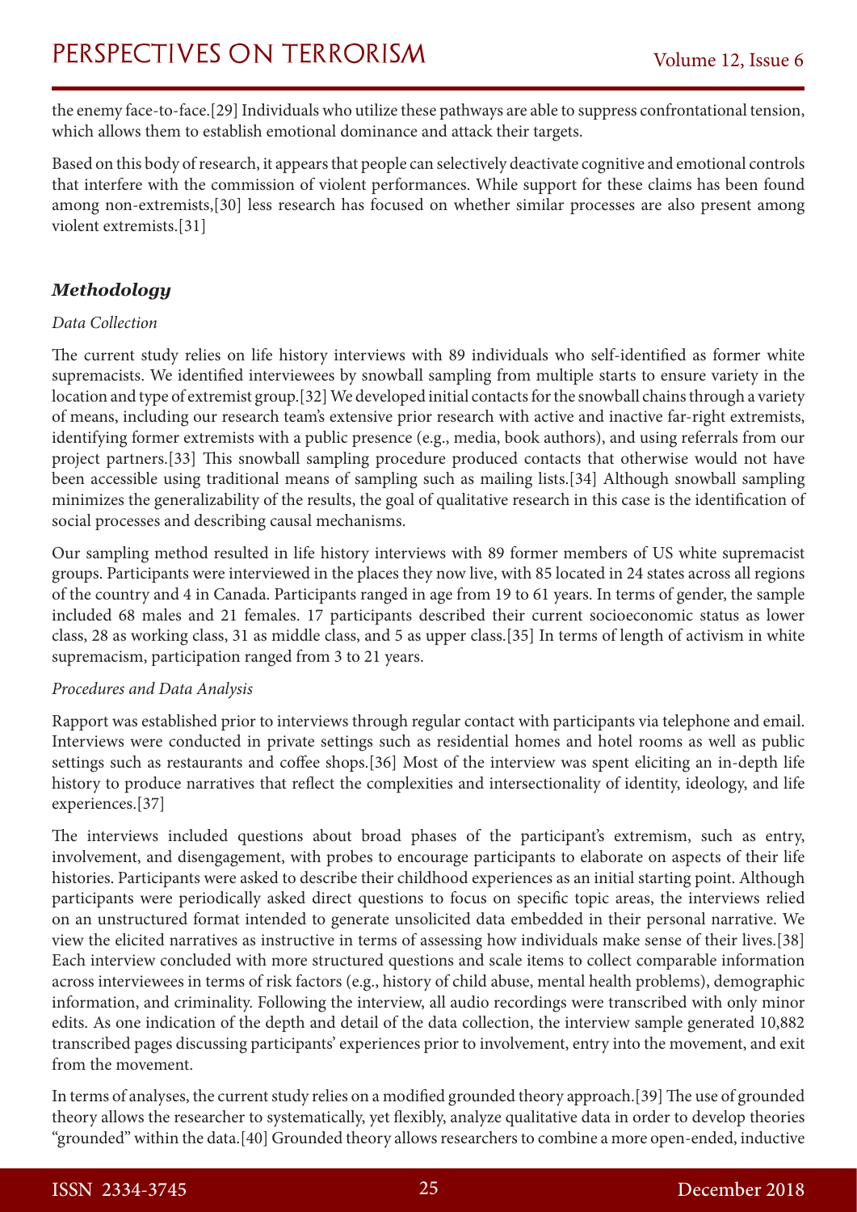the enemy face-to-face.[29] Individuals who utilize these pathways are able to suppress confrontational tension, which allows them to establish emotional dominance and attack their targets.

Based on this body of research, it appears that people can selectively deactivate cognitive and emotional controls that interfere with the commission of violent performances. While support for these claims has been found among non-extremists,[30] less research has focused on whether similar processes are also present among violent extremists.[31]

## *Methodology*

*Data Collection*

The current study relies on life history interviews with 89 individuals who self-identified as former white supremacists. We identified interviewees by snowball sampling from multiple starts to ensure variety in the location and type of extremist group.[32] We developed initial contacts for the snowball chains through a variety of means, including our research team's extensive prior research with active and inactive far-right extremists, identifying former extremists with a public presence (e.g., media, book authors), and using referrals from our project partners.[33] This snowball sampling procedure produced contacts that otherwise would not have been accessible using traditional means of sampling such as mailing lists.[34] Although snowball sampling minimizes the generalizability of the results, the goal of qualitative research in this case is the identification of social processes and describing causal mechanisms.

Our sampling method resulted in life history interviews with 89 former members of US white supremacist groups. Participants were interviewed in the places they now live, with 85 located in 24 states across all regions of the country and 4 in Canada. Participants ranged in age from 19 to 61 years. In terms of gender, the sample included 68 males and 21 females. 17 participants described their current socioeconomic status as lower class, 28 as working class, 31 as middle class, and 5 as upper class.[35] In terms of length of activism in white supremacism, participation ranged from 3 to 21 years.

*Procedures and Data Analysis*

Rapport was established prior to interviews through regular contact with participants via telephone and email. Interviews were conducted in private settings such as residential homes and hotel rooms as well as public settings such as restaurants and coffee shops.[36] Most of the interview was spent eliciting an in-depth life history to produce narratives that reflect the complexities and intersectionality of identity, ideology, and life experiences.[37]

The interviews included questions about broad phases of the participant's extremism, such as entry, involvement, and disengagement, with probes to encourage participants to elaborate on aspects of their life histories. Participants were asked to describe their childhood experiences as an initial starting point. Although participants were periodically asked direct questions to focus on specific topic areas, the interviews relied on an unstructured format intended to generate unsolicited data embedded in their personal narrative. We view the elicited narratives as instructive in terms of assessing how individuals make sense of their lives.[38] Each interview concluded with more structured questions and scale items to collect comparable information across interviewees in terms of risk factors (e.g., history of child abuse, mental health problems), demographic information, and criminality. Following the interview, all audio recordings were transcribed with only minor edits. As one indication of the depth and detail of the data collection, the interview sample generated 10,882 transcribed pages discussing participants' experiences prior to involvement, entry into the movement, and exit from the movement.

In terms of analyses, the current study relies on a modified grounded theory approach.[39] The use of grounded theory allows the researcher to systematically, yet flexibly, analyze qualitative data in order to develop theories "grounded" within the data.[40] Grounded theory allows researchers to combine a more open-ended, inductive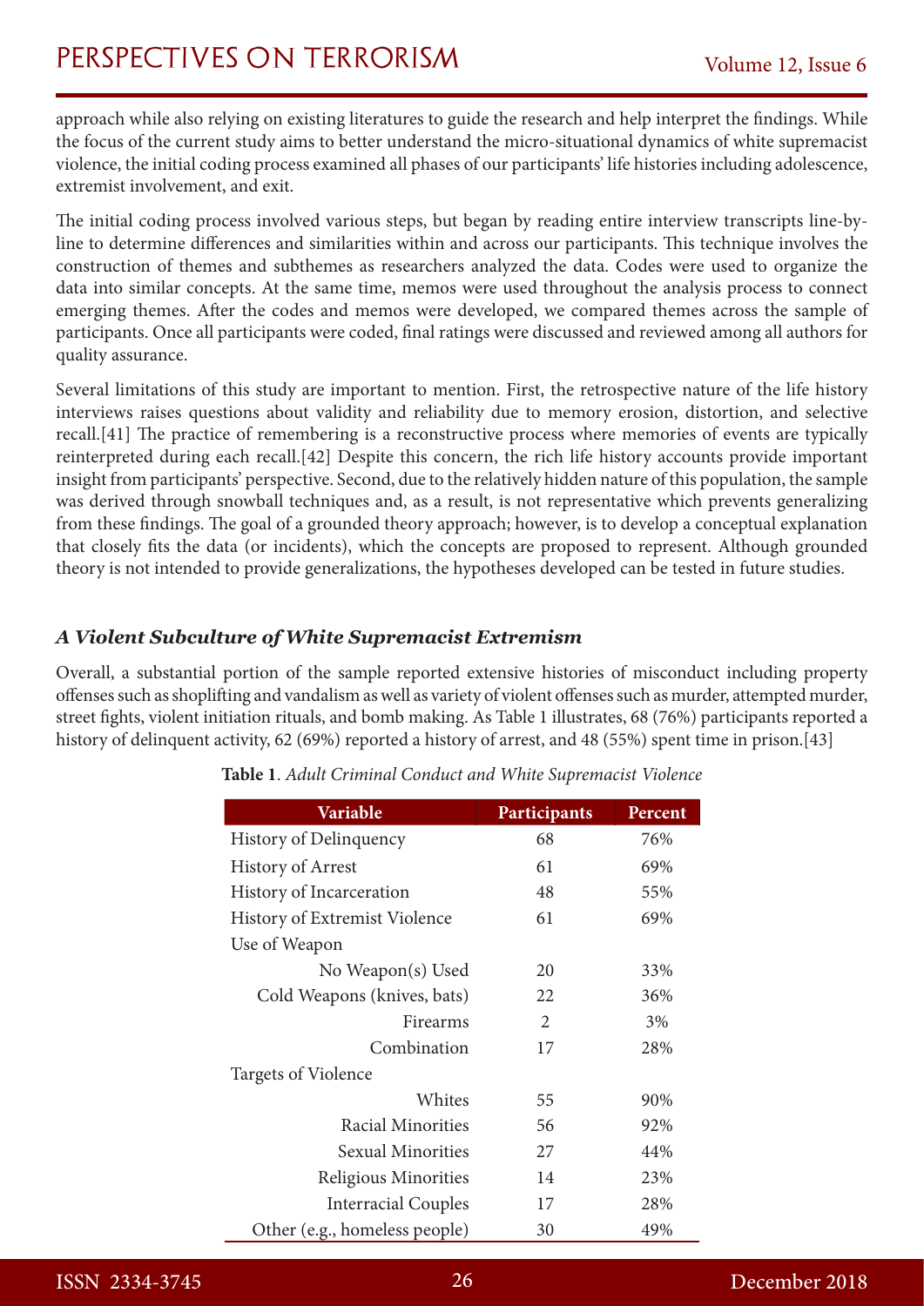approach while also relying on existing literatures to guide the research and help interpret the findings. While the focus of the current study aims to better understand the micro-situational dynamics of white supremacist violence, the initial coding process examined all phases of our participants' life histories including adolescence, extremist involvement, and exit.

The initial coding process involved various steps, but began by reading entire interview transcripts line-by-line to determine differences and similarities within and across our participants. This technique involves the construction of themes and subthemes as researchers analyzed the data. Codes were used to organize the data into similar concepts. At the same time, memos were used throughout the analysis process to connect emerging themes. After the codes and memos were developed, we compared themes across the sample of participants. Once all participants were coded, final ratings were discussed and reviewed among all authors for quality assurance.

Several limitations of this study are important to mention. First, the retrospective nature of the life history interviews raises questions about validity and reliability due to memory erosion, distortion, and selective recall.[41] The practice of remembering is a reconstructive process where memories of events are typically reinterpreted during each recall.[42] Despite this concern, the rich life history accounts provide important insight from participants' perspective. Second, due to the relatively hidden nature of this population, the sample was derived through snowball techniques and, as a result, is not representative which prevents generalizing from these findings. The goal of a grounded theory approach; however, is to develop a conceptual explanation that closely fits the data (or incidents), which the concepts are proposed to represent. Although grounded theory is not intended to provide generalizations, the hypotheses developed can be tested in future studies.

### *A Violent Subculture of White Supremacist Extremism*

Overall, a substantial portion of the sample reported extensive histories of misconduct including property offenses such as shoplifting and vandalism as well as variety of violent offenses such as murder, attempted murder, street fights, violent initiation rituals, and bomb making. As Table 1 illustrates, 68 (76%) participants reported a history of delinquent activity, 62 (69%) reported a history of arrest, and 48 (55%) spent time in prison.[43]

**Table 1**. *Adult Criminal Conduct and White Supremacist Violence*

| Variable | Participants | Percent |
|---|---|---|
| History of Delinquency | 68 | 76% |
| History of Arrest | 61 | 69% |
| History of Incarceration | 48 | 55% |
| History of Extremist Violence | 61 | 69% |
| Use of Weapon | | |
| No Weapon(s) Used | 20 | 33% |
| Cold Weapons (knives, bats) | 22 | 36% |
| Firearms | 2 | 3% |
| Combination | 17 | 28% |
| Targets of Violence | | |
| Whites | 55 | 90% |
| Racial Minorities | 56 | 92% |
| Sexual Minorities | 27 | 44% |
| Religious Minorities | 14 | 23% |
| Interracial Couples | 17 | 28% |
| Other (e.g., homeless people) | 30 | 49% |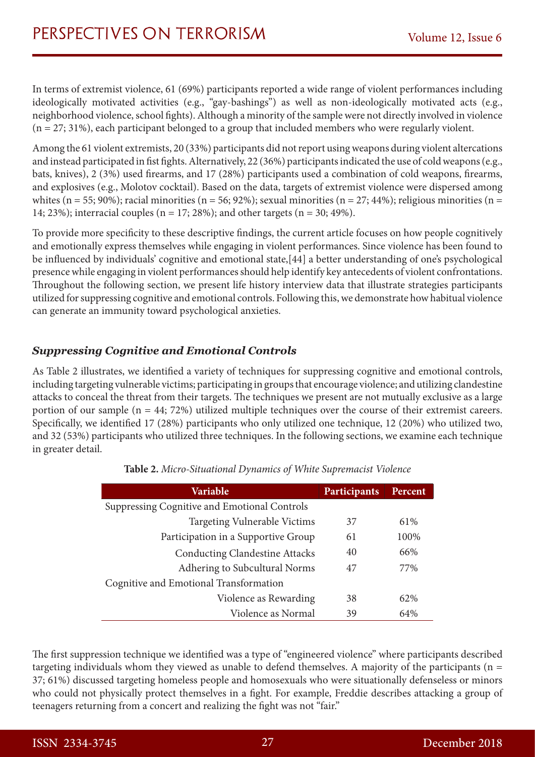In terms of extremist violence, 61 (69%) participants reported a wide range of violent performances including ideologically motivated activities (e.g., "gay-bashings") as well as non-ideologically motivated acts (e.g., neighborhood violence, school fights). Although a minority of the sample were not directly involved in violence (n = 27; 31%), each participant belonged to a group that included members who were regularly violent.

Among the 61 violent extremists, 20 (33%) participants did not report using weapons during violent altercations and instead participated in fist fights. Alternatively, 22 (36%) participants indicated the use of cold weapons (e.g., bats, knives), 2 (3%) used firearms, and 17 (28%) participants used a combination of cold weapons, firearms, and explosives (e.g., Molotov cocktail). Based on the data, targets of extremist violence were dispersed among whites (n = 55; 90%); racial minorities (n = 56; 92%); sexual minorities (n = 27; 44%); religious minorities (n = 14; 23%); interracial couples (n = 17; 28%); and other targets (n = 30; 49%).

To provide more specificity to these descriptive findings, the current article focuses on how people cognitively and emotionally express themselves while engaging in violent performances. Since violence has been found to be influenced by individuals' cognitive and emotional state,[44] a better understanding of one's psychological presence while engaging in violent performances should help identify key antecedents of violent confrontations. Throughout the following section, we present life history interview data that illustrate strategies participants utilized for suppressing cognitive and emotional controls. Following this, we demonstrate how habitual violence can generate an immunity toward psychological anxieties.

### *Suppressing Cognitive and Emotional Controls*

As Table 2 illustrates, we identified a variety of techniques for suppressing cognitive and emotional controls, including targeting vulnerable victims; participating in groups that encourage violence; and utilizing clandestine attacks to conceal the threat from their targets. The techniques we present are not mutually exclusive as a large portion of our sample (n = 44; 72%) utilized multiple techniques over the course of their extremist careers. Specifically, we identified 17 (28%) participants who only utilized one technique, 12 (20%) who utilized two, and 32 (53%) participants who utilized three techniques. In the following sections, we examine each technique in greater detail.

**Table 2.** *Micro-Situational Dynamics of White Supremacist Violence*

| Variable | Participants | Percent |
|---|---|---|
| Suppressing Cognitive and Emotional Controls | | |
| Targeting Vulnerable Victims | 37 | 61% |
| Participation in a Supportive Group | 61 | 100% |
| Conducting Clandestine Attacks | 40 | 66% |
| Adhering to Subcultural Norms | 47 | 77% |
| Cognitive and Emotional Transformation | | |
| Violence as Rewarding | 38 | 62% |
| Violence as Normal | 39 | 64% |

The first suppression technique we identified was a type of "engineered violence" where participants described targeting individuals whom they viewed as unable to defend themselves. A majority of the participants (n = 37; 61%) discussed targeting homeless people and homosexuals who were situationally defenseless or minors who could not physically protect themselves in a fight. For example, Freddie describes attacking a group of teenagers returning from a concert and realizing the fight was not "fair."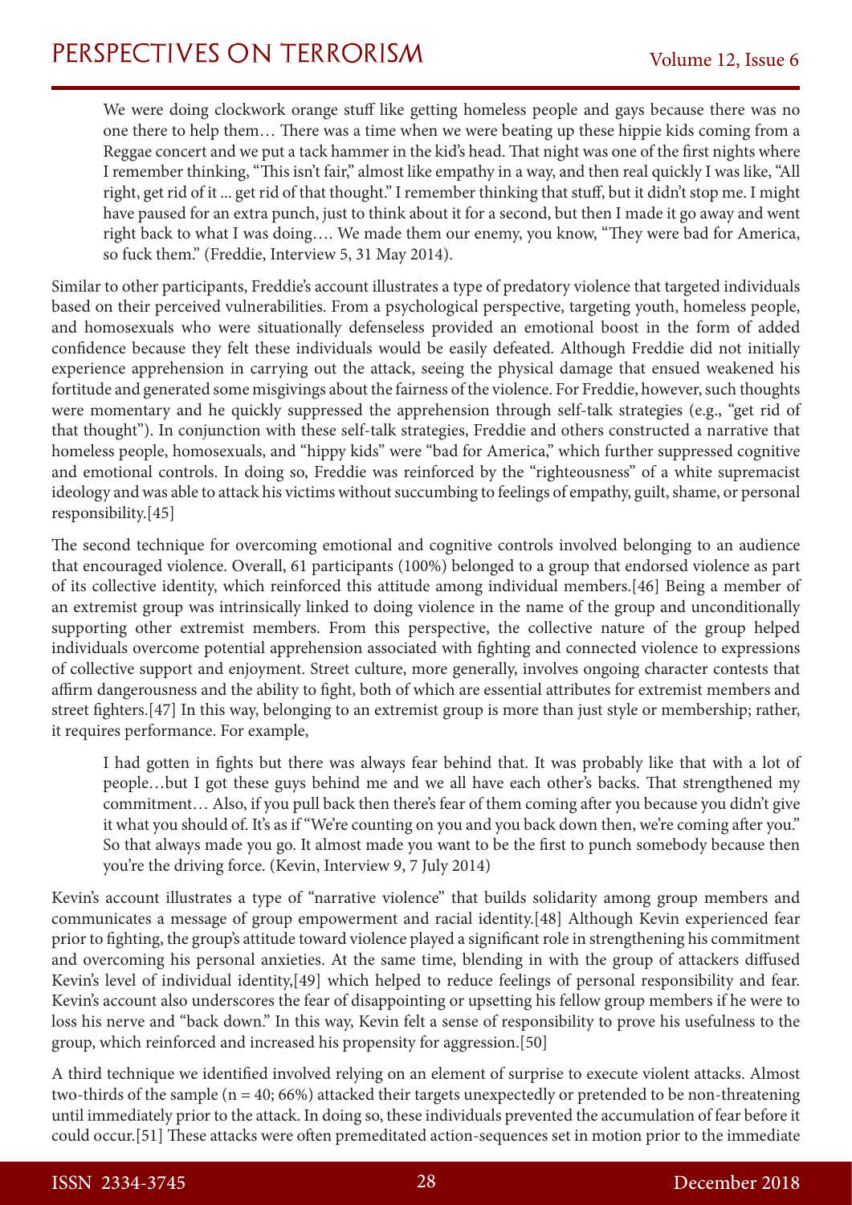> We were doing clockwork orange stuff like getting homeless people and gays because there was no one there to help them… There was a time when we were beating up these hippie kids coming from a Reggae concert and we put a tack hammer in the kid's head. That night was one of the first nights where I remember thinking, "This isn't fair," almost like empathy in a way, and then real quickly I was like, "All right, get rid of it ... get rid of that thought." I remember thinking that stuff, but it didn't stop me. I might have paused for an extra punch, just to think about it for a second, but then I made it go away and went right back to what I was doing…. We made them our enemy, you know, "They were bad for America, so fuck them." (Freddie, Interview 5, 31 May 2014).

Similar to other participants, Freddie's account illustrates a type of predatory violence that targeted individuals based on their perceived vulnerabilities. From a psychological perspective, targeting youth, homeless people, and homosexuals who were situationally defenseless provided an emotional boost in the form of added confidence because they felt these individuals would be easily defeated. Although Freddie did not initially experience apprehension in carrying out the attack, seeing the physical damage that ensued weakened his fortitude and generated some misgivings about the fairness of the violence. For Freddie, however, such thoughts were momentary and he quickly suppressed the apprehension through self-talk strategies (e.g., "get rid of that thought"). In conjunction with these self-talk strategies, Freddie and others constructed a narrative that homeless people, homosexuals, and "hippy kids" were "bad for America," which further suppressed cognitive and emotional controls. In doing so, Freddie was reinforced by the "righteousness" of a white supremacist ideology and was able to attack his victims without succumbing to feelings of empathy, guilt, shame, or personal responsibility.[45]

The second technique for overcoming emotional and cognitive controls involved belonging to an audience that encouraged violence. Overall, 61 participants (100%) belonged to a group that endorsed violence as part of its collective identity, which reinforced this attitude among individual members.[46] Being a member of an extremist group was intrinsically linked to doing violence in the name of the group and unconditionally supporting other extremist members. From this perspective, the collective nature of the group helped individuals overcome potential apprehension associated with fighting and connected violence to expressions of collective support and enjoyment. Street culture, more generally, involves ongoing character contests that affirm dangerousness and the ability to fight, both of which are essential attributes for extremist members and street fighters.[47] In this way, belonging to an extremist group is more than just style or membership; rather, it requires performance. For example,

> I had gotten in fights but there was always fear behind that. It was probably like that with a lot of people…but I got these guys behind me and we all have each other's backs. That strengthened my commitment… Also, if you pull back then there's fear of them coming after you because you didn't give it what you should of. It's as if "We're counting on you and you back down then, we're coming after you." So that always made you go. It almost made you want to be the first to punch somebody because then you're the driving force. (Kevin, Interview 9, 7 July 2014)

Kevin's account illustrates a type of "narrative violence" that builds solidarity among group members and communicates a message of group empowerment and racial identity.[48] Although Kevin experienced fear prior to fighting, the group's attitude toward violence played a significant role in strengthening his commitment and overcoming his personal anxieties. At the same time, blending in with the group of attackers diffused Kevin's level of individual identity,[49] which helped to reduce feelings of personal responsibility and fear. Kevin's account also underscores the fear of disappointing or upsetting his fellow group members if he were to loss his nerve and "back down." In this way, Kevin felt a sense of responsibility to prove his usefulness to the group, which reinforced and increased his propensity for aggression.[50]

A third technique we identified involved relying on an element of surprise to execute violent attacks. Almost two-thirds of the sample (n = 40; 66%) attacked their targets unexpectedly or pretended to be non-threatening until immediately prior to the attack. In doing so, these individuals prevented the accumulation of fear before it could occur.[51] These attacks were often premeditated action-sequences set in motion prior to the immediate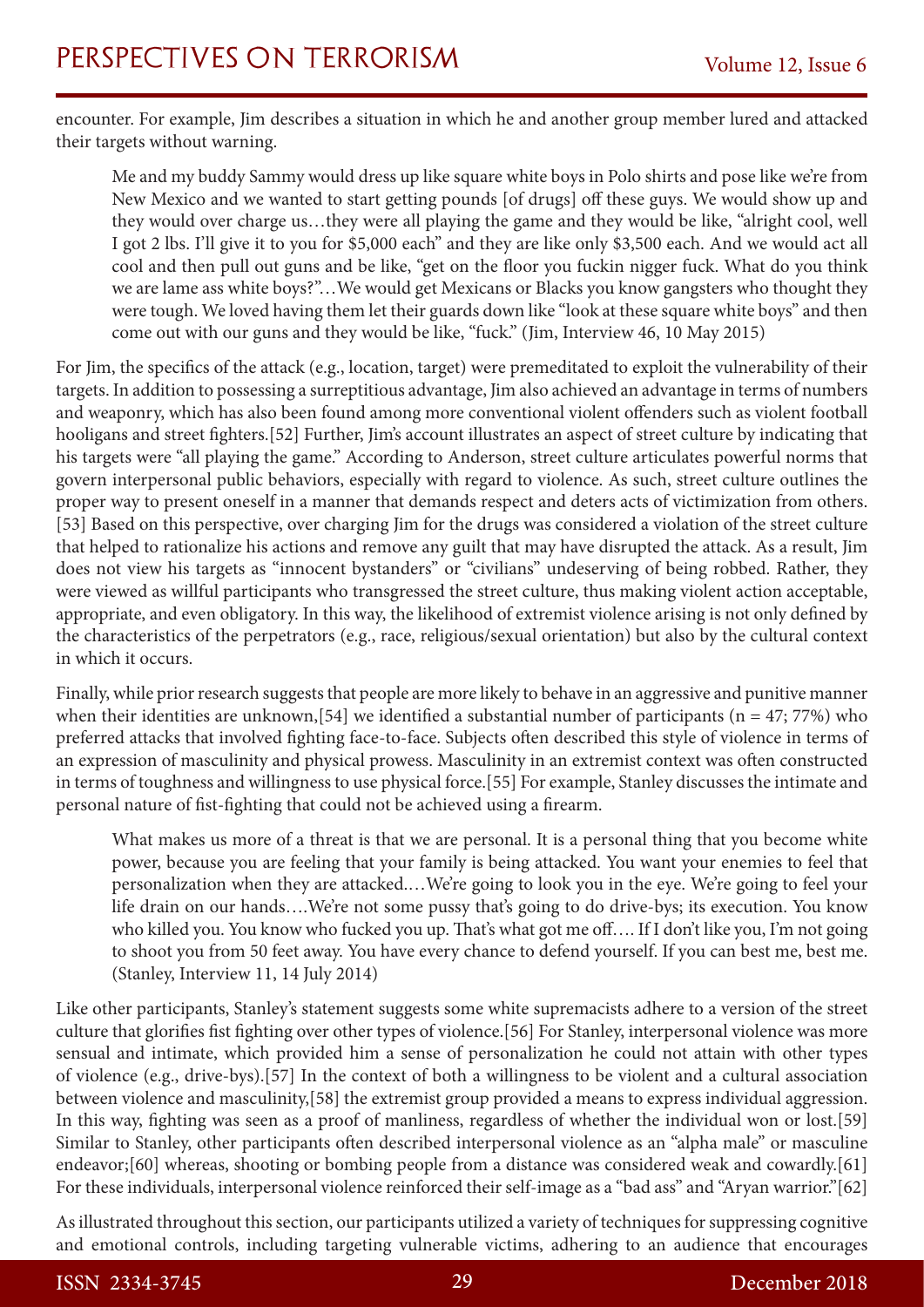encounter. For example, Jim describes a situation in which he and another group member lured and attacked their targets without warning.

> Me and my buddy Sammy would dress up like square white boys in Polo shirts and pose like we're from New Mexico and we wanted to start getting pounds [of drugs] off these guys. We would show up and they would over charge us…they were all playing the game and they would be like, "alright cool, well I got 2 lbs. I'll give it to you for $5,000 each" and they are like only $3,500 each. And we would act all cool and then pull out guns and be like, "get on the floor you fuckin nigger fuck. What do you think we are lame ass white boys?"…We would get Mexicans or Blacks you know gangsters who thought they were tough. We loved having them let their guards down like "look at these square white boys" and then come out with our guns and they would be like, "fuck." (Jim, Interview 46, 10 May 2015)

For Jim, the specifics of the attack (e.g., location, target) were premeditated to exploit the vulnerability of their targets. In addition to possessing a surreptitious advantage, Jim also achieved an advantage in terms of numbers and weaponry, which has also been found among more conventional violent offenders such as violent football hooligans and street fighters.[52] Further, Jim's account illustrates an aspect of street culture by indicating that his targets were "all playing the game." According to Anderson, street culture articulates powerful norms that govern interpersonal public behaviors, especially with regard to violence. As such, street culture outlines the proper way to present oneself in a manner that demands respect and deters acts of victimization from others.[53] Based on this perspective, over charging Jim for the drugs was considered a violation of the street culture that helped to rationalize his actions and remove any guilt that may have disrupted the attack. As a result, Jim does not view his targets as "innocent bystanders" or "civilians" undeserving of being robbed. Rather, they were viewed as willful participants who transgressed the street culture, thus making violent action acceptable, appropriate, and even obligatory. In this way, the likelihood of extremist violence arising is not only defined by the characteristics of the perpetrators (e.g., race, religious/sexual orientation) but also by the cultural context in which it occurs.

Finally, while prior research suggests that people are more likely to behave in an aggressive and punitive manner when their identities are unknown,[54] we identified a substantial number of participants (n = 47; 77%) who preferred attacks that involved fighting face-to-face. Subjects often described this style of violence in terms of an expression of masculinity and physical prowess. Masculinity in an extremist context was often constructed in terms of toughness and willingness to use physical force.[55] For example, Stanley discusses the intimate and personal nature of fist-fighting that could not be achieved using a firearm.

> What makes us more of a threat is that we are personal. It is a personal thing that you become white power, because you are feeling that your family is being attacked. You want your enemies to feel that personalization when they are attacked.…We're going to look you in the eye. We're going to feel your life drain on our hands….We're not some pussy that's going to do drive-bys; its execution. You know who killed you. You know who fucked you up. That's what got me off…. If I don't like you, I'm not going to shoot you from 50 feet away. You have every chance to defend yourself. If you can best me, best me. (Stanley, Interview 11, 14 July 2014)

Like other participants, Stanley's statement suggests some white supremacists adhere to a version of the street culture that glorifies fist fighting over other types of violence.[56] For Stanley, interpersonal violence was more sensual and intimate, which provided him a sense of personalization he could not attain with other types of violence (e.g., drive-bys).[57] In the context of both a willingness to be violent and a cultural association between violence and masculinity,[58] the extremist group provided a means to express individual aggression. In this way, fighting was seen as a proof of manliness, regardless of whether the individual won or lost.[59] Similar to Stanley, other participants often described interpersonal violence as an "alpha male" or masculine endeavor;[60] whereas, shooting or bombing people from a distance was considered weak and cowardly.[61] For these individuals, interpersonal violence reinforced their self-image as a "bad ass" and "Aryan warrior."[62]

As illustrated throughout this section, our participants utilized a variety of techniques for suppressing cognitive and emotional controls, including targeting vulnerable victims, adhering to an audience that encourages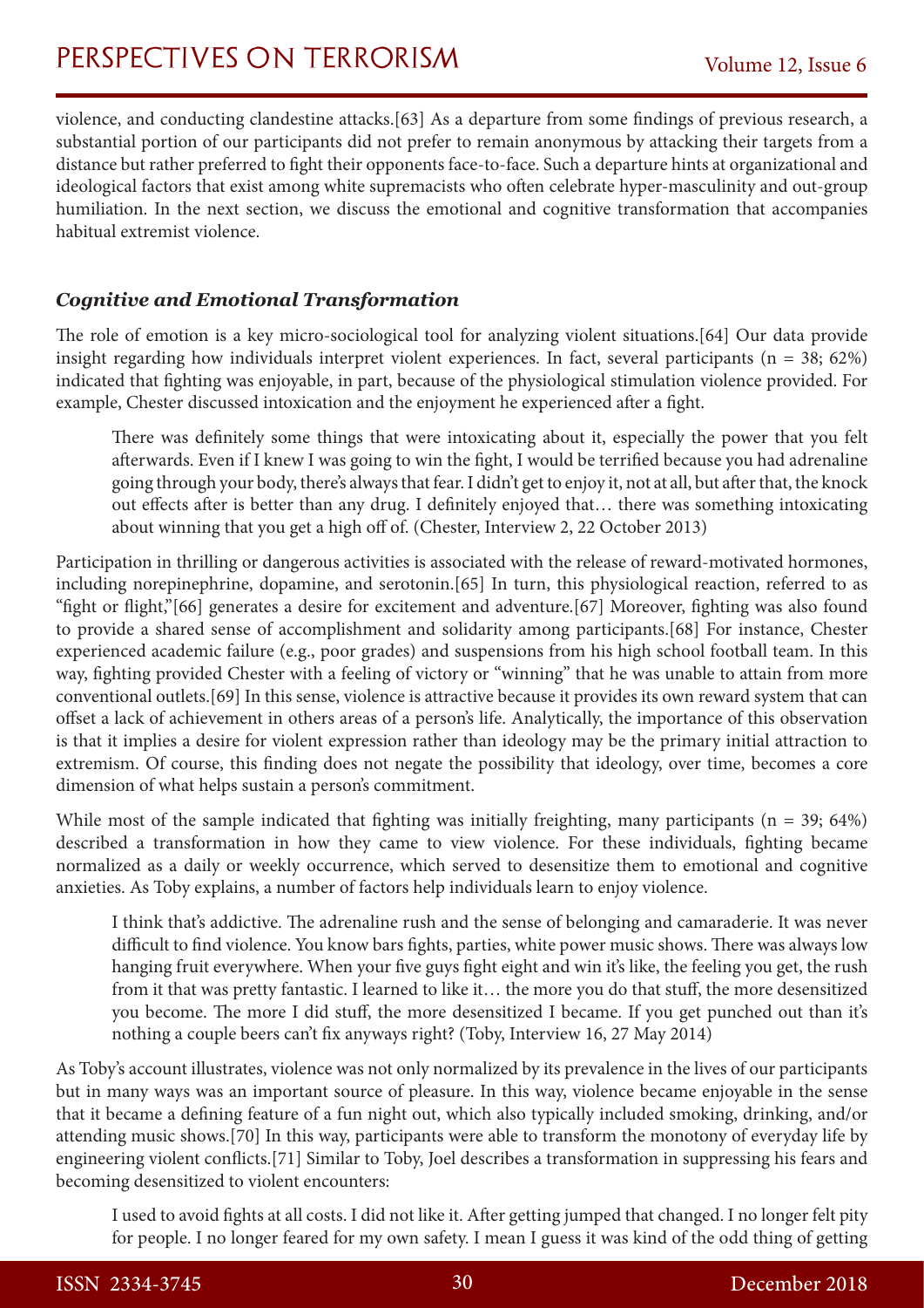violence, and conducting clandestine attacks.[63] As a departure from some findings of previous research, a substantial portion of our participants did not prefer to remain anonymous by attacking their targets from a distance but rather preferred to fight their opponents face-to-face. Such a departure hints at organizational and ideological factors that exist among white supremacists who often celebrate hyper-masculinity and out-group humiliation. In the next section, we discuss the emotional and cognitive transformation that accompanies habitual extremist violence.

### *Cognitive and Emotional Transformation*

The role of emotion is a key micro-sociological tool for analyzing violent situations.[64] Our data provide insight regarding how individuals interpret violent experiences. In fact, several participants (n = 38; 62%) indicated that fighting was enjoyable, in part, because of the physiological stimulation violence provided. For example, Chester discussed intoxication and the enjoyment he experienced after a fight.

> There was definitely some things that were intoxicating about it, especially the power that you felt afterwards. Even if I knew I was going to win the fight, I would be terrified because you had adrenaline going through your body, there's always that fear. I didn't get to enjoy it, not at all, but after that, the knock out effects after is better than any drug. I definitely enjoyed that… there was something intoxicating about winning that you get a high off of. (Chester, Interview 2, 22 October 2013)

Participation in thrilling or dangerous activities is associated with the release of reward-motivated hormones, including norepinephrine, dopamine, and serotonin.[65] In turn, this physiological reaction, referred to as "fight or flight,"[66] generates a desire for excitement and adventure.[67] Moreover, fighting was also found to provide a shared sense of accomplishment and solidarity among participants.[68] For instance, Chester experienced academic failure (e.g., poor grades) and suspensions from his high school football team. In this way, fighting provided Chester with a feeling of victory or "winning" that he was unable to attain from more conventional outlets.[69] In this sense, violence is attractive because it provides its own reward system that can offset a lack of achievement in others areas of a person's life. Analytically, the importance of this observation is that it implies a desire for violent expression rather than ideology may be the primary initial attraction to extremism. Of course, this finding does not negate the possibility that ideology, over time, becomes a core dimension of what helps sustain a person's commitment.

While most of the sample indicated that fighting was initially freighting, many participants (n = 39; 64%) described a transformation in how they came to view violence. For these individuals, fighting became normalized as a daily or weekly occurrence, which served to desensitize them to emotional and cognitive anxieties. As Toby explains, a number of factors help individuals learn to enjoy violence.

> I think that's addictive. The adrenaline rush and the sense of belonging and camaraderie. It was never difficult to find violence. You know bars fights, parties, white power music shows. There was always low hanging fruit everywhere. When your five guys fight eight and win it's like, the feeling you get, the rush from it that was pretty fantastic. I learned to like it… the more you do that stuff, the more desensitized you become. The more I did stuff, the more desensitized I became. If you get punched out than it's nothing a couple beers can't fix anyways right? (Toby, Interview 16, 27 May 2014)

As Toby's account illustrates, violence was not only normalized by its prevalence in the lives of our participants but in many ways was an important source of pleasure. In this way, violence became enjoyable in the sense that it became a defining feature of a fun night out, which also typically included smoking, drinking, and/or attending music shows.[70] In this way, participants were able to transform the monotony of everyday life by engineering violent conflicts.[71] Similar to Toby, Joel describes a transformation in suppressing his fears and becoming desensitized to violent encounters:

> I used to avoid fights at all costs. I did not like it. After getting jumped that changed. I no longer felt pity for people. I no longer feared for my own safety. I mean I guess it was kind of the odd thing of getting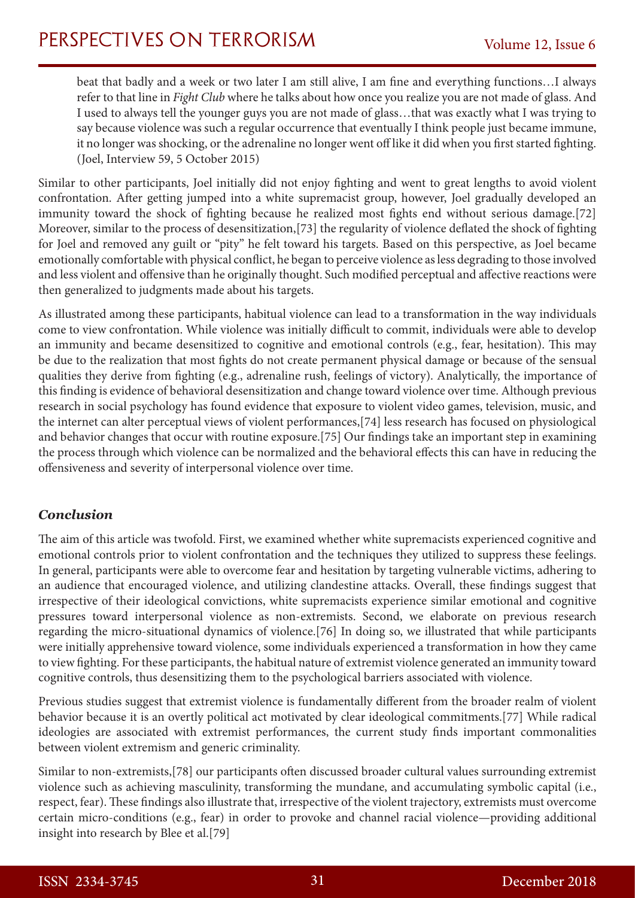beat that badly and a week or two later I am still alive, I am fine and everything functions…I always refer to that line in *Fight Club* where he talks about how once you realize you are not made of glass. And I used to always tell the younger guys you are not made of glass…that was exactly what I was trying to say because violence was such a regular occurrence that eventually I think people just became immune, it no longer was shocking, or the adrenaline no longer went off like it did when you first started fighting. (Joel, Interview 59, 5 October 2015)

Similar to other participants, Joel initially did not enjoy fighting and went to great lengths to avoid violent confrontation. After getting jumped into a white supremacist group, however, Joel gradually developed an immunity toward the shock of fighting because he realized most fights end without serious damage.[72] Moreover, similar to the process of desensitization,[73] the regularity of violence deflated the shock of fighting for Joel and removed any guilt or "pity" he felt toward his targets. Based on this perspective, as Joel became emotionally comfortable with physical conflict, he began to perceive violence as less degrading to those involved and less violent and offensive than he originally thought. Such modified perceptual and affective reactions were then generalized to judgments made about his targets.

As illustrated among these participants, habitual violence can lead to a transformation in the way individuals come to view confrontation. While violence was initially difficult to commit, individuals were able to develop an immunity and became desensitized to cognitive and emotional controls (e.g., fear, hesitation). This may be due to the realization that most fights do not create permanent physical damage or because of the sensual qualities they derive from fighting (e.g., adrenaline rush, feelings of victory). Analytically, the importance of this finding is evidence of behavioral desensitization and change toward violence over time. Although previous research in social psychology has found evidence that exposure to violent video games, television, music, and the internet can alter perceptual views of violent performances,[74] less research has focused on physiological and behavior changes that occur with routine exposure.[75] Our findings take an important step in examining the process through which violence can be normalized and the behavioral effects this can have in reducing the offensiveness and severity of interpersonal violence over time.

## *Conclusion*

The aim of this article was twofold. First, we examined whether white supremacists experienced cognitive and emotional controls prior to violent confrontation and the techniques they utilized to suppress these feelings. In general, participants were able to overcome fear and hesitation by targeting vulnerable victims, adhering to an audience that encouraged violence, and utilizing clandestine attacks. Overall, these findings suggest that irrespective of their ideological convictions, white supremacists experience similar emotional and cognitive pressures toward interpersonal violence as non-extremists. Second, we elaborate on previous research regarding the micro-situational dynamics of violence.[76] In doing so, we illustrated that while participants were initially apprehensive toward violence, some individuals experienced a transformation in how they came to view fighting. For these participants, the habitual nature of extremist violence generated an immunity toward cognitive controls, thus desensitizing them to the psychological barriers associated with violence.

Previous studies suggest that extremist violence is fundamentally different from the broader realm of violent behavior because it is an overtly political act motivated by clear ideological commitments.[77] While radical ideologies are associated with extremist performances, the current study finds important commonalities between violent extremism and generic criminality.

Similar to non-extremists,[78] our participants often discussed broader cultural values surrounding extremist violence such as achieving masculinity, transforming the mundane, and accumulating symbolic capital (i.e., respect, fear). These findings also illustrate that, irrespective of the violent trajectory, extremists must overcome certain micro-conditions (e.g., fear) in order to provoke and channel racial violence—providing additional insight into research by Blee et al.[79]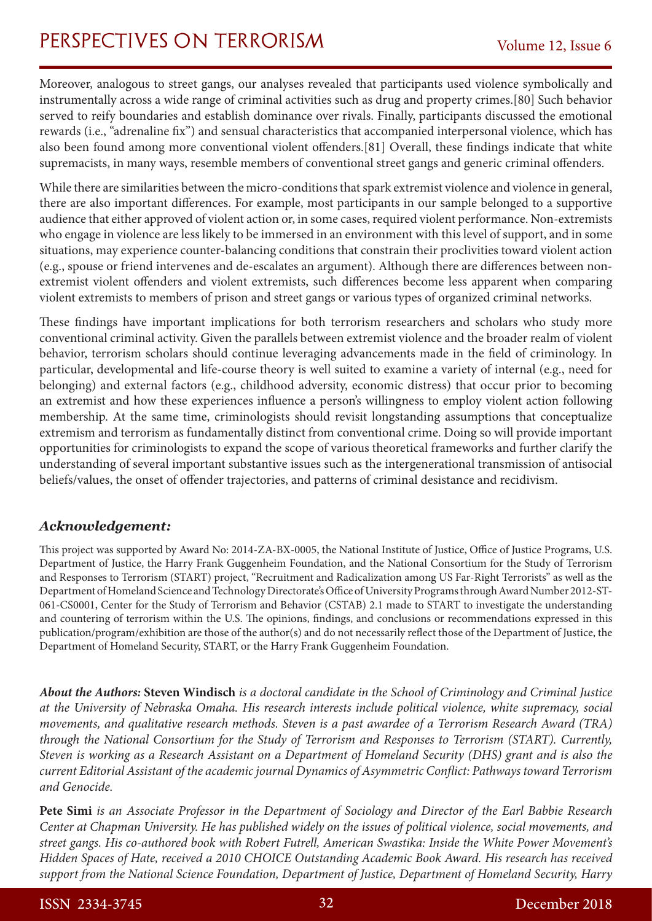Moreover, analogous to street gangs, our analyses revealed that participants used violence symbolically and instrumentally across a wide range of criminal activities such as drug and property crimes.[80] Such behavior served to reify boundaries and establish dominance over rivals. Finally, participants discussed the emotional rewards (i.e., "adrenaline fix") and sensual characteristics that accompanied interpersonal violence, which has also been found among more conventional violent offenders.[81] Overall, these findings indicate that white supremacists, in many ways, resemble members of conventional street gangs and generic criminal offenders.

While there are similarities between the micro-conditions that spark extremist violence and violence in general, there are also important differences. For example, most participants in our sample belonged to a supportive audience that either approved of violent action or, in some cases, required violent performance. Non-extremists who engage in violence are less likely to be immersed in an environment with this level of support, and in some situations, may experience counter-balancing conditions that constrain their proclivities toward violent action (e.g., spouse or friend intervenes and de-escalates an argument). Although there are differences between non-extremist violent offenders and violent extremists, such differences become less apparent when comparing violent extremists to members of prison and street gangs or various types of organized criminal networks.

These findings have important implications for both terrorism researchers and scholars who study more conventional criminal activity. Given the parallels between extremist violence and the broader realm of violent behavior, terrorism scholars should continue leveraging advancements made in the field of criminology. In particular, developmental and life-course theory is well suited to examine a variety of internal (e.g., need for belonging) and external factors (e.g., childhood adversity, economic distress) that occur prior to becoming an extremist and how these experiences influence a person's willingness to employ violent action following membership. At the same time, criminologists should revisit longstanding assumptions that conceptualize extremism and terrorism as fundamentally distinct from conventional crime. Doing so will provide important opportunities for criminologists to expand the scope of various theoretical frameworks and further clarify the understanding of several important substantive issues such as the intergenerational transmission of antisocial beliefs/values, the onset of offender trajectories, and patterns of criminal desistance and recidivism.

### *Acknowledgement:*

This project was supported by Award No: 2014-ZA-BX-0005, the National Institute of Justice, Office of Justice Programs, U.S. Department of Justice, the Harry Frank Guggenheim Foundation, and the National Consortium for the Study of Terrorism and Responses to Terrorism (START) project, "Recruitment and Radicalization among US Far-Right Terrorists" as well as the Department of Homeland Science and Technology Directorate's Office of University Programs through Award Number 2012-ST-061-CS0001, Center for the Study of Terrorism and Behavior (CSTAB) 2.1 made to START to investigate the understanding and countering of terrorism within the U.S. The opinions, findings, and conclusions or recommendations expressed in this publication/program/exhibition are those of the author(s) and do not necessarily reflect those of the Department of Justice, the Department of Homeland Security, START, or the Harry Frank Guggenheim Foundation.

***About the Authors:*** **Steven Windisch** *is a doctoral candidate in the School of Criminology and Criminal Justice at the University of Nebraska Omaha. His research interests include political violence, white supremacy, social movements, and qualitative research methods. Steven is a past awardee of a Terrorism Research Award (TRA) through the National Consortium for the Study of Terrorism and Responses to Terrorism (START). Currently, Steven is working as a Research Assistant on a Department of Homeland Security (DHS) grant and is also the current Editorial Assistant of the academic journal Dynamics of Asymmetric Conflict: Pathways toward Terrorism and Genocide.*

**Pete Simi** *is an Associate Professor in the Department of Sociology and Director of the Earl Babbie Research Center at Chapman University. He has published widely on the issues of political violence, social movements, and street gangs. His co-authored book with Robert Futrell, American Swastika: Inside the White Power Movement's Hidden Spaces of Hate, received a 2010 CHOICE Outstanding Academic Book Award. His research has received support from the National Science Foundation, Department of Justice, Department of Homeland Security, Harry*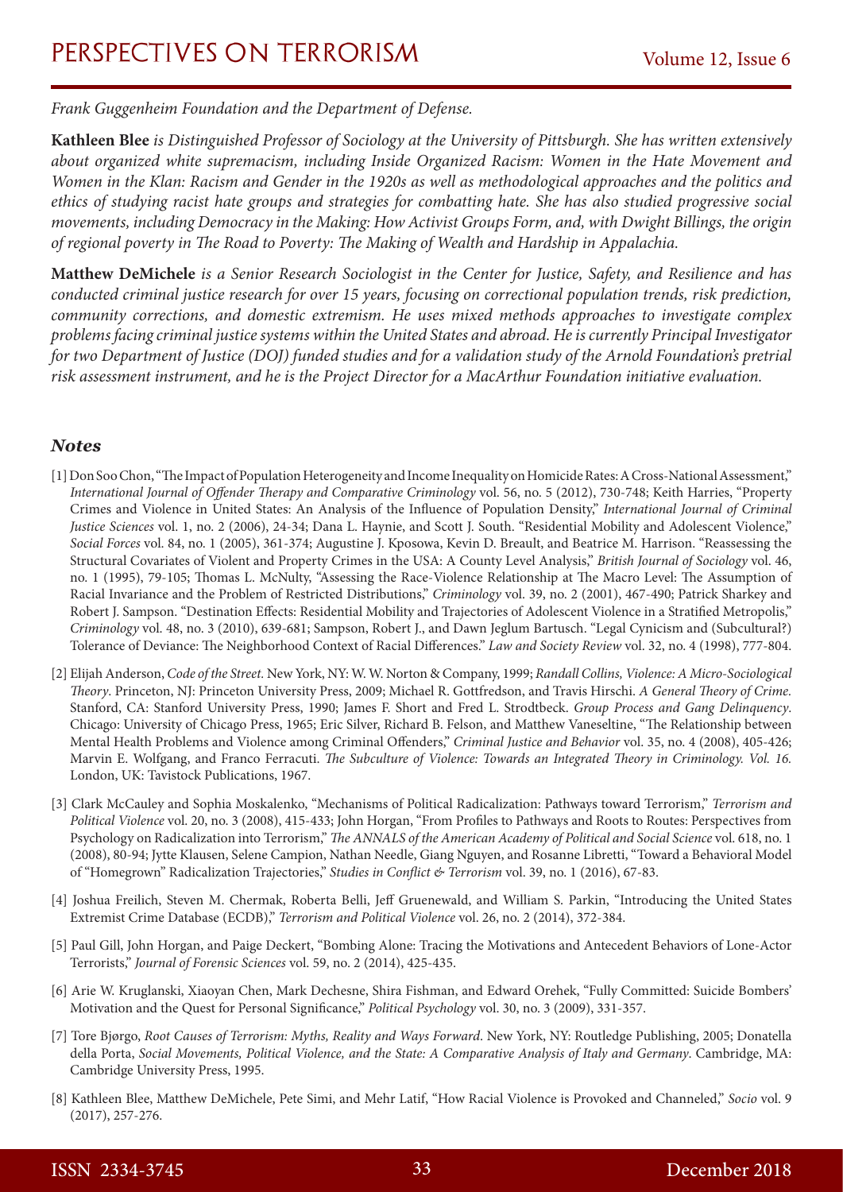*Frank Guggenheim Foundation and the Department of Defense.*

**Kathleen Blee** *is Distinguished Professor of Sociology at the University of Pittsburgh. She has written extensively about organized white supremacism, including Inside Organized Racism: Women in the Hate Movement and Women in the Klan: Racism and Gender in the 1920s as well as methodological approaches and the politics and ethics of studying racist hate groups and strategies for combatting hate. She has also studied progressive social movements, including Democracy in the Making: How Activist Groups Form, and, with Dwight Billings, the origin of regional poverty in The Road to Poverty: The Making of Wealth and Hardship in Appalachia.*

**Matthew DeMichele** *is a Senior Research Sociologist in the Center for Justice, Safety, and Resilience and has conducted criminal justice research for over 15 years, focusing on correctional population trends, risk prediction, community corrections, and domestic extremism. He uses mixed methods approaches to investigate complex problems facing criminal justice systems within the United States and abroad. He is currently Principal Investigator for two Department of Justice (DOJ) funded studies and for a validation study of the Arnold Foundation's pretrial risk assessment instrument, and he is the Project Director for a MacArthur Foundation initiative evaluation.*

## *Notes*

[1] Don Soo Chon, "The Impact of Population Heterogeneity and Income Inequality on Homicide Rates: A Cross-National Assessment," *International Journal of Offender Therapy and Comparative Criminology* vol. 56, no. 5 (2012), 730-748; Keith Harries, "Property Crimes and Violence in United States: An Analysis of the Influence of Population Density," *International Journal of Criminal Justice Sciences* vol. 1, no. 2 (2006), 24-34; Dana L. Haynie, and Scott J. South. "Residential Mobility and Adolescent Violence," *Social Forces* vol. 84, no. 1 (2005), 361-374; Augustine J. Kposowa, Kevin D. Breault, and Beatrice M. Harrison. "Reassessing the Structural Covariates of Violent and Property Crimes in the USA: A County Level Analysis," *British Journal of Sociology* vol. 46, no. 1 (1995), 79-105; Thomas L. McNulty, "Assessing the Race-Violence Relationship at The Macro Level: The Assumption of Racial Invariance and the Problem of Restricted Distributions," *Criminology* vol. 39, no. 2 (2001), 467-490; Patrick Sharkey and Robert J. Sampson. "Destination Effects: Residential Mobility and Trajectories of Adolescent Violence in a Stratified Metropolis," *Criminology* vol. 48, no. 3 (2010), 639-681; Sampson, Robert J., and Dawn Jeglum Bartusch. "Legal Cynicism and (Subcultural?) Tolerance of Deviance: The Neighborhood Context of Racial Differences." *Law and Society Review* vol. 32, no. 4 (1998), 777-804.

[2] Elijah Anderson, *Code of the Street*. New York, NY: W. W. Norton & Company, 1999; *Randall Collins, Violence: A Micro-Sociological Theory*. Princeton, NJ: Princeton University Press, 2009; Michael R. Gottfredson, and Travis Hirschi. *A General Theory of Crime*. Stanford, CA: Stanford University Press, 1990; James F. Short and Fred L. Strodtbeck. *Group Process and Gang Delinquency*. Chicago: University of Chicago Press, 1965; Eric Silver, Richard B. Felson, and Matthew Vaneseltine, "The Relationship between Mental Health Problems and Violence among Criminal Offenders," *Criminal Justice and Behavior* vol. 35, no. 4 (2008), 405-426; Marvin E. Wolfgang, and Franco Ferracuti. *The Subculture of Violence: Towards an Integrated Theory in Criminology. Vol. 16.* London, UK: Tavistock Publications, 1967.

[3] Clark McCauley and Sophia Moskalenko, "Mechanisms of Political Radicalization: Pathways toward Terrorism," *Terrorism and Political Violence* vol. 20, no. 3 (2008), 415-433; John Horgan, "From Profiles to Pathways and Roots to Routes: Perspectives from Psychology on Radicalization into Terrorism," *The ANNALS of the American Academy of Political and Social Science* vol. 618, no. 1 (2008), 80-94; Jytte Klausen, Selene Campion, Nathan Needle, Giang Nguyen, and Rosanne Libretti, "Toward a Behavioral Model of "Homegrown" Radicalization Trajectories," *Studies in Conflict & Terrorism* vol. 39, no. 1 (2016), 67-83.

[4] Joshua Freilich, Steven M. Chermak, Roberta Belli, Jeff Gruenewald, and William S. Parkin, "Introducing the United States Extremist Crime Database (ECDB)," *Terrorism and Political Violence* vol. 26, no. 2 (2014), 372-384.

[5] Paul Gill, John Horgan, and Paige Deckert, "Bombing Alone: Tracing the Motivations and Antecedent Behaviors of Lone-Actor Terrorists," *Journal of Forensic Sciences* vol. 59, no. 2 (2014), 425-435.

[6] Arie W. Kruglanski, Xiaoyan Chen, Mark Dechesne, Shira Fishman, and Edward Orehek, "Fully Committed: Suicide Bombers' Motivation and the Quest for Personal Significance," *Political Psychology* vol. 30, no. 3 (2009), 331-357.

[7] Tore Bjørgo, *Root Causes of Terrorism: Myths, Reality and Ways Forward*. New York, NY: Routledge Publishing, 2005; Donatella della Porta, *Social Movements, Political Violence, and the State: A Comparative Analysis of Italy and Germany*. Cambridge, MA: Cambridge University Press, 1995.

[8] Kathleen Blee, Matthew DeMichele, Pete Simi, and Mehr Latif, "How Racial Violence is Provoked and Channeled," *Socio* vol. 9 (2017), 257-276.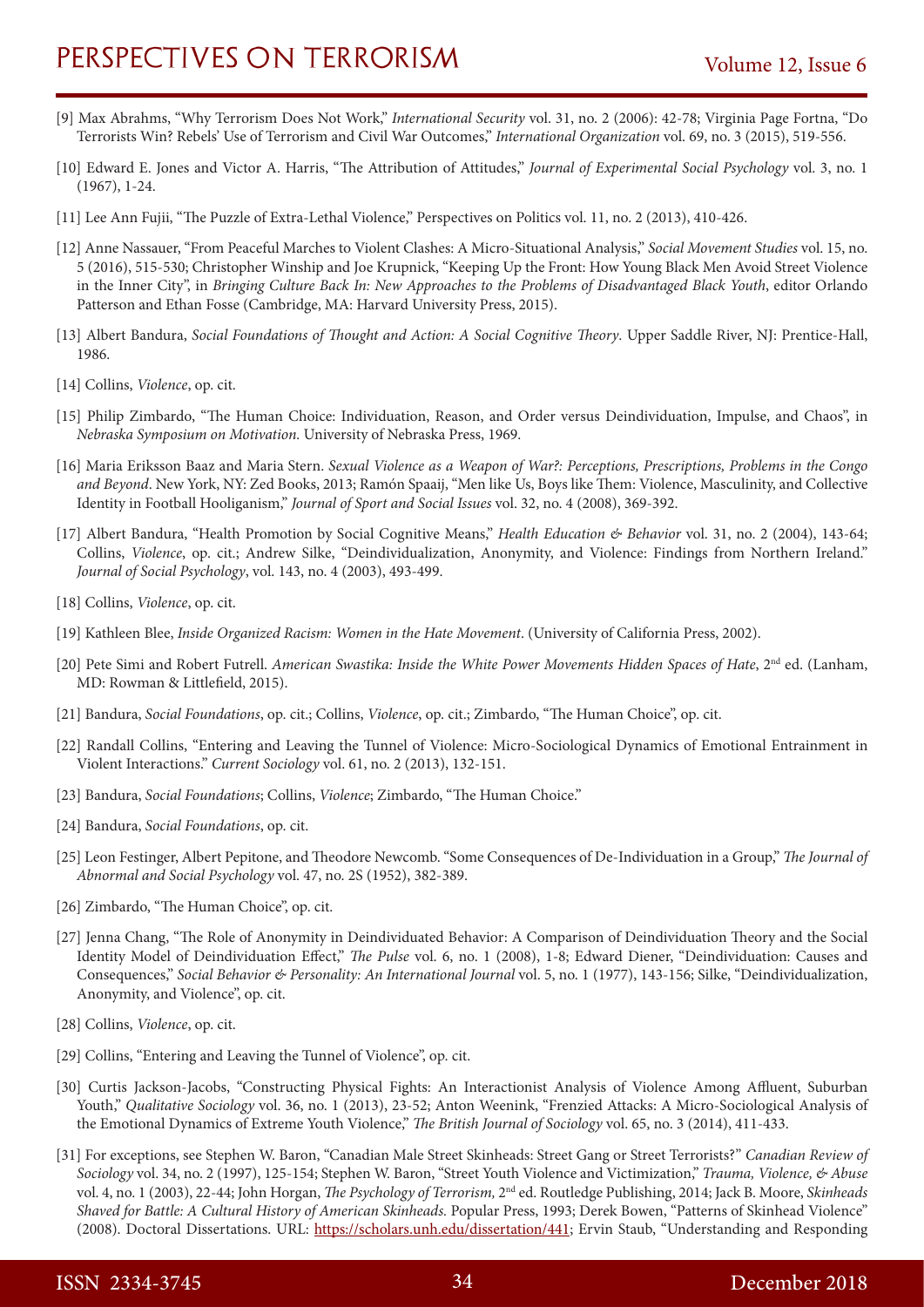[9] Max Abrahms, "Why Terrorism Does Not Work," *International Security* vol. 31, no. 2 (2006): 42-78; Virginia Page Fortna, "Do Terrorists Win? Rebels' Use of Terrorism and Civil War Outcomes," *International Organization* vol. 69, no. 3 (2015), 519-556.

[10] Edward E. Jones and Victor A. Harris, "The Attribution of Attitudes," *Journal of Experimental Social Psychology* vol. 3, no. 1 (1967), 1-24.

[11] Lee Ann Fujii, "The Puzzle of Extra-Lethal Violence," Perspectives on Politics vol. 11, no. 2 (2013), 410-426.

[12] Anne Nassauer, "From Peaceful Marches to Violent Clashes: A Micro-Situational Analysis," *Social Movement Studies* vol. 15, no. 5 (2016), 515-530; Christopher Winship and Joe Krupnick, "Keeping Up the Front: How Young Black Men Avoid Street Violence in the Inner City", in *Bringing Culture Back In: New Approaches to the Problems of Disadvantaged Black Youth*, editor Orlando Patterson and Ethan Fosse (Cambridge, MA: Harvard University Press, 2015).

[13] Albert Bandura, *Social Foundations of Thought and Action: A Social Cognitive Theory*. Upper Saddle River, NJ: Prentice-Hall, 1986.

[14] Collins, *Violence*, op. cit.

[15] Philip Zimbardo, "The Human Choice: Individuation, Reason, and Order versus Deindividuation, Impulse, and Chaos", in *Nebraska Symposium on Motivation.* University of Nebraska Press, 1969.

[16] Maria Eriksson Baaz and Maria Stern. *Sexual Violence as a Weapon of War?: Perceptions, Prescriptions, Problems in the Congo and Beyond*. New York, NY: Zed Books, 2013; Ramón Spaaij, "Men like Us, Boys like Them: Violence, Masculinity, and Collective Identity in Football Hooliganism," *Journal of Sport and Social Issues* vol. 32, no. 4 (2008), 369-392.

[17] Albert Bandura, "Health Promotion by Social Cognitive Means," *Health Education & Behavior* vol. 31, no. 2 (2004), 143-64; Collins, *Violence*, op. cit.; Andrew Silke, "Deindividualization, Anonymity, and Violence: Findings from Northern Ireland." *Journal of Social Psychology*, vol. 143, no. 4 (2003), 493-499.

[18] Collins, *Violence*, op. cit.

[19] Kathleen Blee, *Inside Organized Racism: Women in the Hate Movement*. (University of California Press, 2002).

[20] Pete Simi and Robert Futrell. *American Swastika: Inside the White Power Movements Hidden Spaces of Hate*, 2nd ed. (Lanham, MD: Rowman & Littlefield, 2015).

[21] Bandura, *Social Foundations*, op. cit.; Collins, *Violence*, op. cit.; Zimbardo, "The Human Choice", op. cit.

[22] Randall Collins, "Entering and Leaving the Tunnel of Violence: Micro-Sociological Dynamics of Emotional Entrainment in Violent Interactions." *Current Sociology* vol. 61, no. 2 (2013), 132-151.

[23] Bandura, *Social Foundations*; Collins, *Violence*; Zimbardo, "The Human Choice."

[24] Bandura, *Social Foundations*, op. cit.

[25] Leon Festinger, Albert Pepitone, and Theodore Newcomb. "Some Consequences of De-Individuation in a Group," *The Journal of Abnormal and Social Psychology* vol. 47, no. 2S (1952), 382-389.

[26] Zimbardo, "The Human Choice", op. cit.

[27] Jenna Chang, "The Role of Anonymity in Deindividuated Behavior: A Comparison of Deindividuation Theory and the Social Identity Model of Deindividuation Effect," *The Pulse* vol. 6, no. 1 (2008), 1-8; Edward Diener, "Deindividuation: Causes and Consequences," *Social Behavior & Personality: An International Journal* vol. 5, no. 1 (1977), 143-156; Silke, "Deindividualization, Anonymity, and Violence", op. cit.

[28] Collins, *Violence*, op. cit.

[29] Collins, "Entering and Leaving the Tunnel of Violence", op. cit.

[30] Curtis Jackson-Jacobs, "Constructing Physical Fights: An Interactionist Analysis of Violence Among Affluent, Suburban Youth," *Qualitative Sociology* vol. 36, no. 1 (2013), 23-52; Anton Weenink, "Frenzied Attacks: A Micro-Sociological Analysis of the Emotional Dynamics of Extreme Youth Violence," *The British Journal of Sociology* vol. 65, no. 3 (2014), 411-433.

[31] For exceptions, see Stephen W. Baron, "Canadian Male Street Skinheads: Street Gang or Street Terrorists?" *Canadian Review of Sociology* vol. 34, no. 2 (1997), 125-154; Stephen W. Baron, "Street Youth Violence and Victimization," *Trauma, Violence, & Abuse* vol. 4, no. 1 (2003), 22-44; John Horgan, *The Psychology of Terrorism,* 2nd ed. Routledge Publishing, 2014; Jack B. Moore, *Skinheads Shaved for Battle: A Cultural History of American Skinheads.* Popular Press, 1993; Derek Bowen, "Patterns of Skinhead Violence" (2008). Doctoral Dissertations. URL: https://scholars.unh.edu/dissertation/441; Ervin Staub, "Understanding and Responding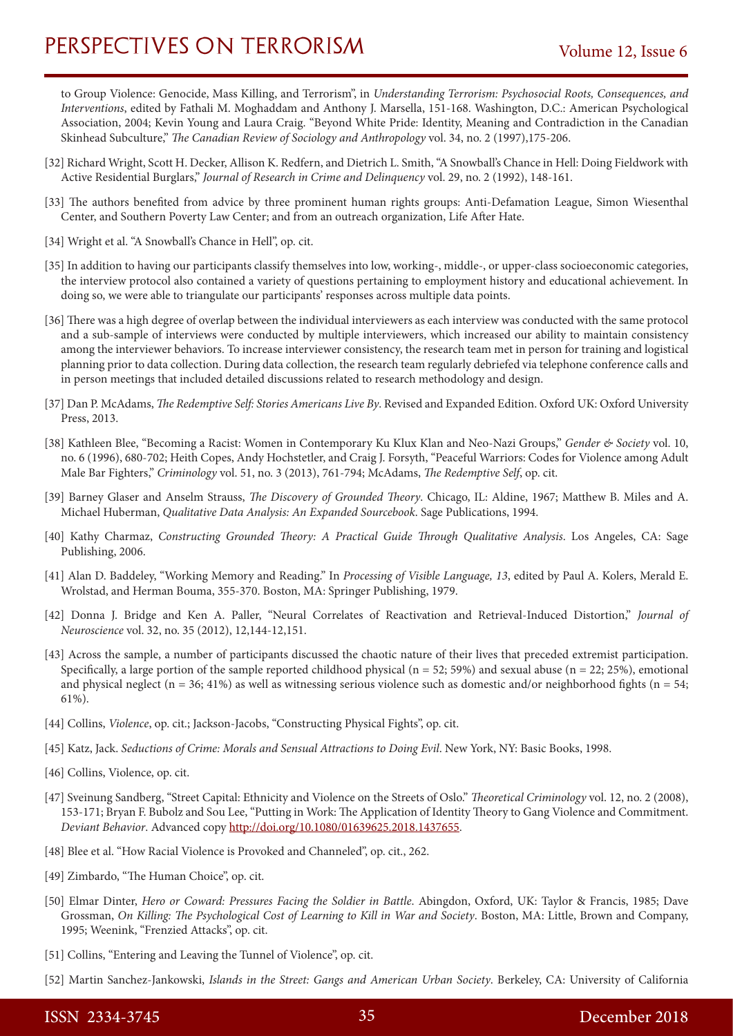to Group Violence: Genocide, Mass Killing, and Terrorism", in *Understanding Terrorism: Psychosocial Roots, Consequences, and Interventions*, edited by Fathali M. Moghaddam and Anthony J. Marsella, 151-168. Washington, D.C.: American Psychological Association, 2004; Kevin Young and Laura Craig. "Beyond White Pride: Identity, Meaning and Contradiction in the Canadian Skinhead Subculture," *The Canadian Review of Sociology and Anthropology* vol. 34, no. 2 (1997),175-206.

[32] Richard Wright, Scott H. Decker, Allison K. Redfern, and Dietrich L. Smith, "A Snowball's Chance in Hell: Doing Fieldwork with Active Residential Burglars," *Journal of Research in Crime and Delinquency* vol. 29, no. 2 (1992), 148-161.

[33] The authors benefited from advice by three prominent human rights groups: Anti-Defamation League, Simon Wiesenthal Center, and Southern Poverty Law Center; and from an outreach organization, Life After Hate.

[34] Wright et al. "A Snowball's Chance in Hell", op. cit.

[35] In addition to having our participants classify themselves into low, working-, middle-, or upper-class socioeconomic categories, the interview protocol also contained a variety of questions pertaining to employment history and educational achievement. In doing so, we were able to triangulate our participants' responses across multiple data points.

[36] There was a high degree of overlap between the individual interviewers as each interview was conducted with the same protocol and a sub-sample of interviews were conducted by multiple interviewers, which increased our ability to maintain consistency among the interviewer behaviors. To increase interviewer consistency, the research team met in person for training and logistical planning prior to data collection. During data collection, the research team regularly debriefed via telephone conference calls and in person meetings that included detailed discussions related to research methodology and design.

[37] Dan P. McAdams, *The Redemptive Self: Stories Americans Live By*. Revised and Expanded Edition. Oxford UK: Oxford University Press, 2013.

[38] Kathleen Blee, "Becoming a Racist: Women in Contemporary Ku Klux Klan and Neo-Nazi Groups," *Gender & Society* vol. 10, no. 6 (1996), 680-702; Heith Copes, Andy Hochstetler, and Craig J. Forsyth, "Peaceful Warriors: Codes for Violence among Adult Male Bar Fighters," *Criminology* vol. 51, no. 3 (2013), 761-794; McAdams, *The Redemptive Self*, op. cit.

[39] Barney Glaser and Anselm Strauss, *The Discovery of Grounded Theory*. Chicago, IL: Aldine, 1967; Matthew B. Miles and A. Michael Huberman, *Qualitative Data Analysis: An Expanded Sourcebook*. Sage Publications, 1994.

[40] Kathy Charmaz, *Constructing Grounded Theory: A Practical Guide Through Qualitative Analysis*. Los Angeles, CA: Sage Publishing, 2006.

[41] Alan D. Baddeley, "Working Memory and Reading." In *Processing of Visible Language, 13*, edited by Paul A. Kolers, Merald E. Wrolstad, and Herman Bouma, 355-370. Boston, MA: Springer Publishing, 1979.

[42] Donna J. Bridge and Ken A. Paller, "Neural Correlates of Reactivation and Retrieval-Induced Distortion," *Journal of Neuroscience* vol. 32, no. 35 (2012), 12,144-12,151.

[43] Across the sample, a number of participants discussed the chaotic nature of their lives that preceded extremist participation. Specifically, a large portion of the sample reported childhood physical ($n = 52$; 59%) and sexual abuse ($n = 22$; 25%), emotional and physical neglect ($n = 36$; 41%) as well as witnessing serious violence such as domestic and/or neighborhood fights ($n = 54$; 61%).

[44] Collins, *Violence*, op. cit.; Jackson-Jacobs, "Constructing Physical Fights", op. cit.

[45] Katz, Jack. *Seductions of Crime: Morals and Sensual Attractions to Doing Evil*. New York, NY: Basic Books, 1998.

[46] Collins, Violence, op. cit.

[47] Sveinung Sandberg, "Street Capital: Ethnicity and Violence on the Streets of Oslo." *Theoretical Criminology* vol. 12, no. 2 (2008), 153-171; Bryan F. Bubolz and Sou Lee, "Putting in Work: The Application of Identity Theory to Gang Violence and Commitment. *Deviant Behavior*. Advanced copy http://doi.org/10.1080/01639625.2018.1437655.

[48] Blee et al. "How Racial Violence is Provoked and Channeled", op. cit., 262.

[49] Zimbardo, "The Human Choice", op. cit.

[50] Elmar Dinter, *Hero or Coward: Pressures Facing the Soldier in Battle*. Abingdon, Oxford, UK: Taylor & Francis, 1985; Dave Grossman, *On Killing: The Psychological Cost of Learning to Kill in War and Society*. Boston, MA: Little, Brown and Company, 1995; Weenink, "Frenzied Attacks", op. cit.

[51] Collins, "Entering and Leaving the Tunnel of Violence", op. cit.

[52] Martin Sanchez-Jankowski, *Islands in the Street: Gangs and American Urban Society*. Berkeley, CA: University of California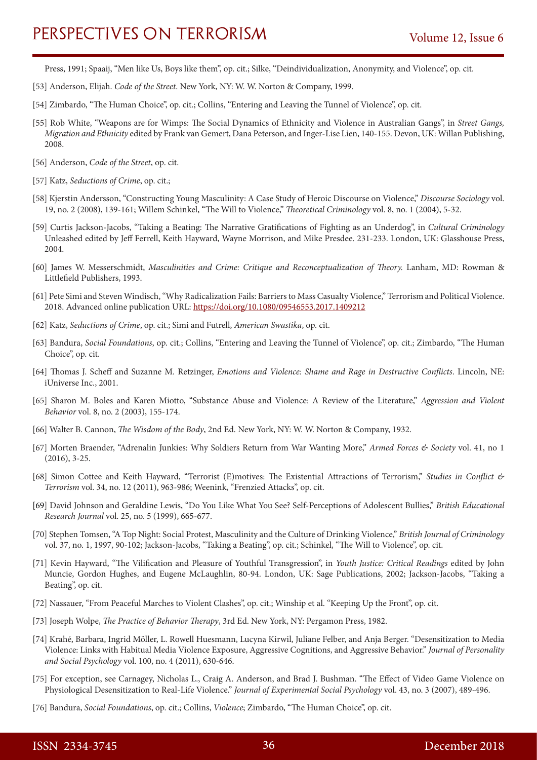Press, 1991; Spaaij, “Men like Us, Boys like them”, op. cit.; Silke, “Deindividualization, Anonymity, and Violence”, op. cit.

[53] Anderson, Elijah. *Code of the Street*. New York, NY: W. W. Norton & Company, 1999.

[54] Zimbardo, “The Human Choice”, op. cit.; Collins, “Entering and Leaving the Tunnel of Violence”, op. cit.

[55] Rob White, “Weapons are for Wimps: The Social Dynamics of Ethnicity and Violence in Australian Gangs”, in *Street Gangs, Migration and Ethnicity* edited by Frank van Gemert, Dana Peterson, and Inger-Lise Lien, 140-155. Devon, UK: Willan Publishing, 2008.

[56] Anderson, *Code of the Street*, op. cit.

[57] Katz, *Seductions of Crime*, op. cit.;

[58] Kjerstin Andersson, “Constructing Young Masculinity: A Case Study of Heroic Discourse on Violence,” *Discourse Sociology* vol. 19, no. 2 (2008), 139-161; Willem Schinkel, “The Will to Violence,” *Theoretical Criminology* vol. 8, no. 1 (2004), 5-32.

[59] Curtis Jackson-Jacobs, “Taking a Beating: The Narrative Gratifications of Fighting as an Underdog”, in *Cultural Criminology* Unleashed edited by Jeff Ferrell, Keith Hayward, Wayne Morrison, and Mike Presdee. 231-233. London, UK: Glasshouse Press, 2004.

[60] James W. Messerschmidt, *Masculinities and Crime: Critique and Reconceptualization of Theory.* Lanham, MD: Rowman & Littlefield Publishers, 1993.

[61] Pete Simi and Steven Windisch, “Why Radicalization Fails: Barriers to Mass Casualty Violence,” Terrorism and Political Violence. 2018. Advanced online publication URL: https://doi.org/10.1080/09546553.2017.1409212

[62] Katz, *Seductions of Crime*, op. cit.; Simi and Futrell, *American Swastika*, op. cit.

[63] Bandura, *Social Foundations*, op. cit.; Collins, “Entering and Leaving the Tunnel of Violence”, op. cit.; Zimbardo, “The Human Choice”, op. cit.

[64] Thomas J. Scheff and Suzanne M. Retzinger, *Emotions and Violence: Shame and Rage in Destructive Conflicts*. Lincoln, NE: iUniverse Inc., 2001.

[65] Sharon M. Boles and Karen Miotto, “Substance Abuse and Violence: A Review of the Literature,” *Aggression and Violent Behavior* vol. 8, no. 2 (2003), 155-174.

[66] Walter B. Cannon, *The Wisdom of the Body*, 2nd Ed. New York, NY: W. W. Norton & Company, 1932.

[67] Morten Braender, “Adrenalin Junkies: Why Soldiers Return from War Wanting More,” *Armed Forces & Society* vol. 41, no 1 (2016), 3-25.

[68] Simon Cottee and Keith Hayward, “Terrorist (E)motives: The Existential Attractions of Terrorism,” *Studies in Conflict & Terrorism* vol. 34, no. 12 (2011), 963-986; Weenink, “Frenzied Attacks”, op. cit.

[69] David Johnson and Geraldine Lewis, “Do You Like What You See? Self-Perceptions of Adolescent Bullies,” *British Educational Research Journal* vol. 25, no. 5 (1999), 665-677.

[70] Stephen Tomsen, “A Top Night: Social Protest, Masculinity and the Culture of Drinking Violence,” *British Journal of Criminology* vol. 37, no. 1, 1997, 90-102; Jackson-Jacobs, “Taking a Beating”, op. cit.; Schinkel, “The Will to Violence”, op. cit.

[71] Kevin Hayward, “The Vilification and Pleasure of Youthful Transgression”, in *Youth Justice: Critical Readings* edited by John Muncie, Gordon Hughes, and Eugene McLaughlin, 80-94. London, UK: Sage Publications, 2002; Jackson-Jacobs, “Taking a Beating”, op. cit.

[72] Nassauer, “From Peaceful Marches to Violent Clashes”, op. cit.; Winship et al. “Keeping Up the Front”, op. cit.

[73] Joseph Wolpe, *The Practice of Behavior Therapy*, 3rd Ed. New York, NY: Pergamon Press, 1982.

[74] Krahé, Barbara, Ingrid Möller, L. Rowell Huesmann, Lucyna Kirwil, Juliane Felber, and Anja Berger. “Desensitization to Media Violence: Links with Habitual Media Violence Exposure, Aggressive Cognitions, and Aggressive Behavior.” *Journal of Personality and Social Psychology* vol. 100, no. 4 (2011), 630-646.

[75] For exception, see Carnagey, Nicholas L., Craig A. Anderson, and Brad J. Bushman. “The Effect of Video Game Violence on Physiological Desensitization to Real-Life Violence.” *Journal of Experimental Social Psychology* vol. 43, no. 3 (2007), 489-496.

[76] Bandura, *Social Foundations*, op. cit.; Collins, *Violence*; Zimbardo, “The Human Choice”, op. cit.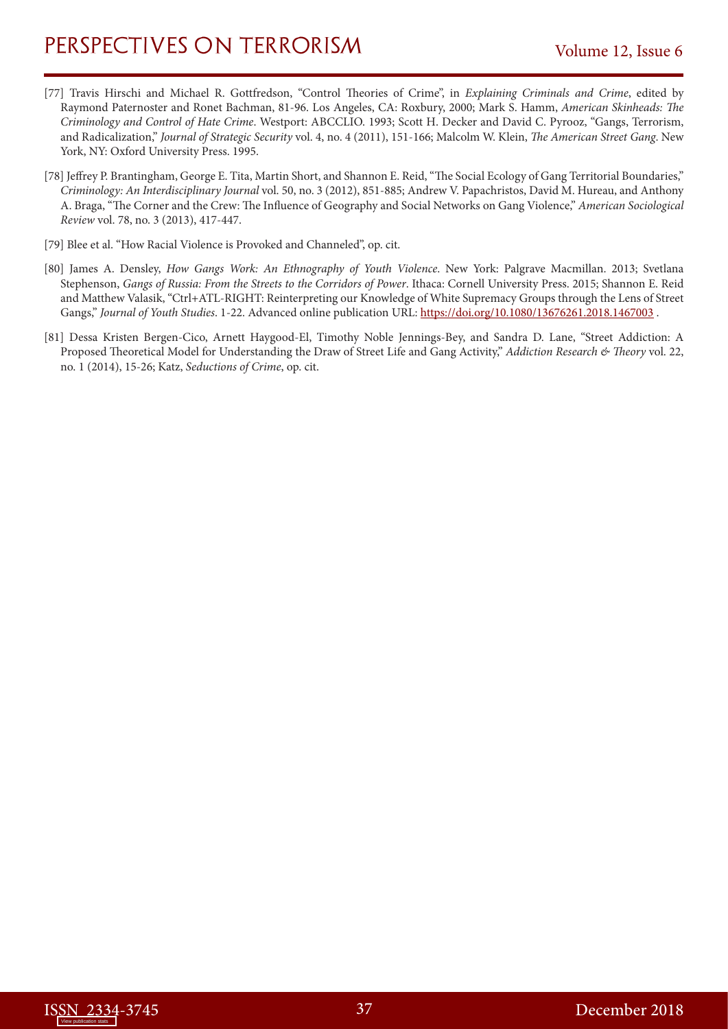[77] Travis Hirschi and Michael R. Gottfredson, "Control Theories of Crime", in *Explaining Criminals and Crime*, edited by Raymond Paternoster and Ronet Bachman, 81-96. Los Angeles, CA: Roxbury, 2000; Mark S. Hamm, *American Skinheads: The Criminology and Control of Hate Crime*. Westport: ABCCLIO. 1993; Scott H. Decker and David C. Pyrooz, "Gangs, Terrorism, and Radicalization," *Journal of Strategic Security* vol. 4, no. 4 (2011), 151-166; Malcolm W. Klein, *The American Street Gang*. New York, NY: Oxford University Press. 1995.

[78] Jeffrey P. Brantingham, George E. Tita, Martin Short, and Shannon E. Reid, "The Social Ecology of Gang Territorial Boundaries," *Criminology: An Interdisciplinary Journal* vol. 50, no. 3 (2012), 851-885; Andrew V. Papachristos, David M. Hureau, and Anthony A. Braga, "The Corner and the Crew: The Influence of Geography and Social Networks on Gang Violence," *American Sociological Review* vol. 78, no. 3 (2013), 417-447.

[79] Blee et al. "How Racial Violence is Provoked and Channeled", op. cit.

[80] James A. Densley, *How Gangs Work: An Ethnography of Youth Violence*. New York: Palgrave Macmillan. 2013; Svetlana Stephenson, *Gangs of Russia: From the Streets to the Corridors of Power*. Ithaca: Cornell University Press. 2015; Shannon E. Reid and Matthew Valasik, "Ctrl+ATL-RIGHT: Reinterpreting our Knowledge of White Supremacy Groups through the Lens of Street Gangs," *Journal of Youth Studies*. 1-22. Advanced online publication URL: https://doi.org/10.1080/13676261.2018.1467003 .

[81] Dessa Kristen Bergen-Cico, Arnett Haygood-El, Timothy Noble Jennings-Bey, and Sandra D. Lane, "Street Addiction: A Proposed Theoretical Model for Understanding the Draw of Street Life and Gang Activity," *Addiction Research & Theory* vol. 22, no. 1 (2014), 15-26; Katz, *Seductions of Crime*, op. cit.